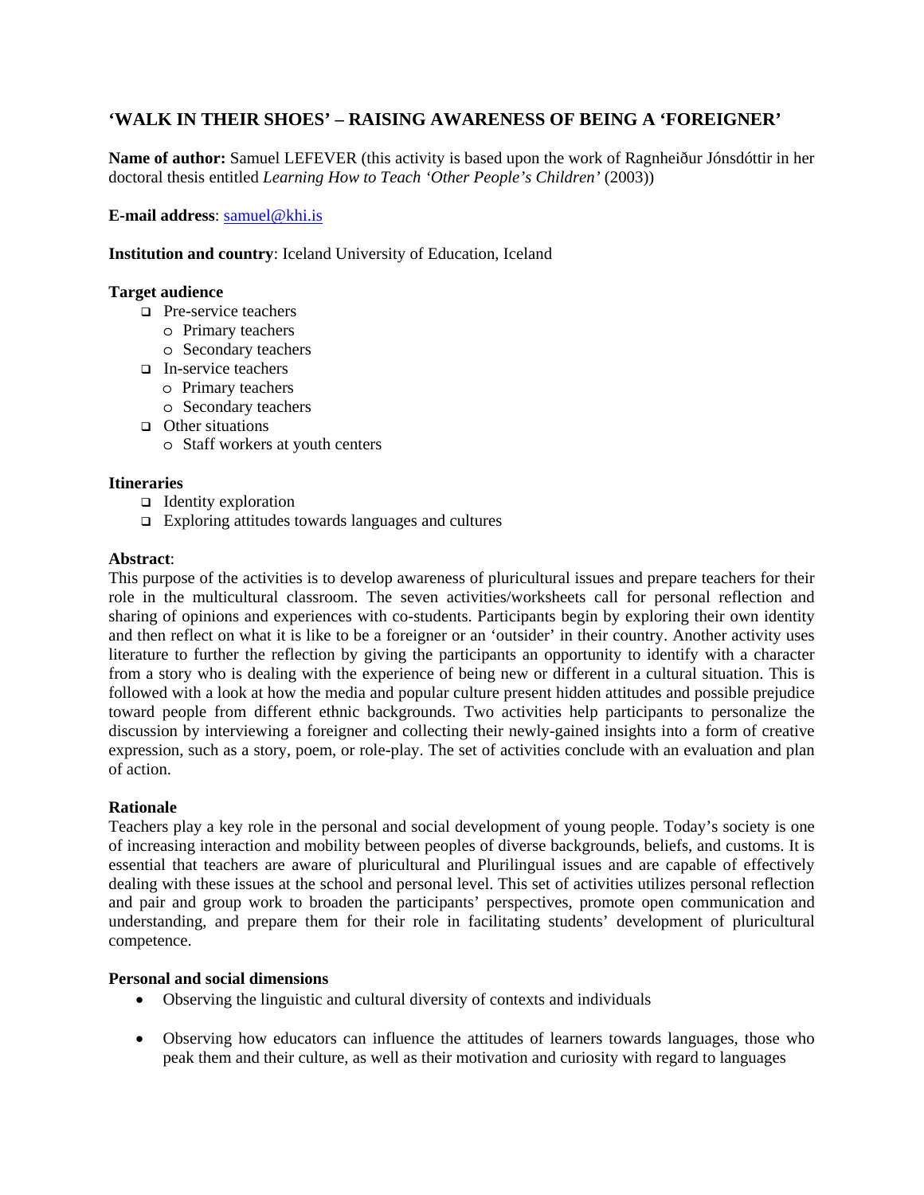# 'WALK IN THEIR SHOES' – RAISING AWARENESS OF BEING A 'FOREIGNER'

**Name of author:** Samuel LEFEVER (this activity is based upon the work of Ragnheiður Jónsdóttir in her doctoral thesis entitled *Learning How to Teach 'Other People's Children'* (2003))

**E-mail address**: samuel@khi.is

**Institution and country**: Iceland University of Education, Iceland

**Target audience**

- Pre-service teachers
  - Primary teachers
  - Secondary teachers
- In-service teachers
  - Primary teachers
  - Secondary teachers
- Other situations
  - Staff workers at youth centers

**Itineraries**

- Identity exploration
- Exploring attitudes towards languages and cultures

**Abstract**:

This purpose of the activities is to develop awareness of pluricultural issues and prepare teachers for their role in the multicultural classroom. The seven activities/worksheets call for personal reflection and sharing of opinions and experiences with co-students. Participants begin by exploring their own identity and then reflect on what it is like to be a foreigner or an 'outsider' in their country. Another activity uses literature to further the reflection by giving the participants an opportunity to identify with a character from a story who is dealing with the experience of being new or different in a cultural situation. This is followed with a look at how the media and popular culture present hidden attitudes and possible prejudice toward people from different ethnic backgrounds. Two activities help participants to personalize the discussion by interviewing a foreigner and collecting their newly-gained insights into a form of creative expression, such as a story, poem, or role-play. The set of activities conclude with an evaluation and plan of action.

**Rationale**

Teachers play a key role in the personal and social development of young people. Today's society is one of increasing interaction and mobility between peoples of diverse backgrounds, beliefs, and customs. It is essential that teachers are aware of pluricultural and Plurilingual issues and are capable of effectively dealing with these issues at the school and personal level. This set of activities utilizes personal reflection and pair and group work to broaden the participants' perspectives, promote open communication and understanding, and prepare them for their role in facilitating students' development of pluricultural competence.

**Personal and social dimensions**

- Observing the linguistic and cultural diversity of contexts and individuals
- Observing how educators can influence the attitudes of learners towards languages, those who peak them and their culture, as well as their motivation and curiosity with regard to languages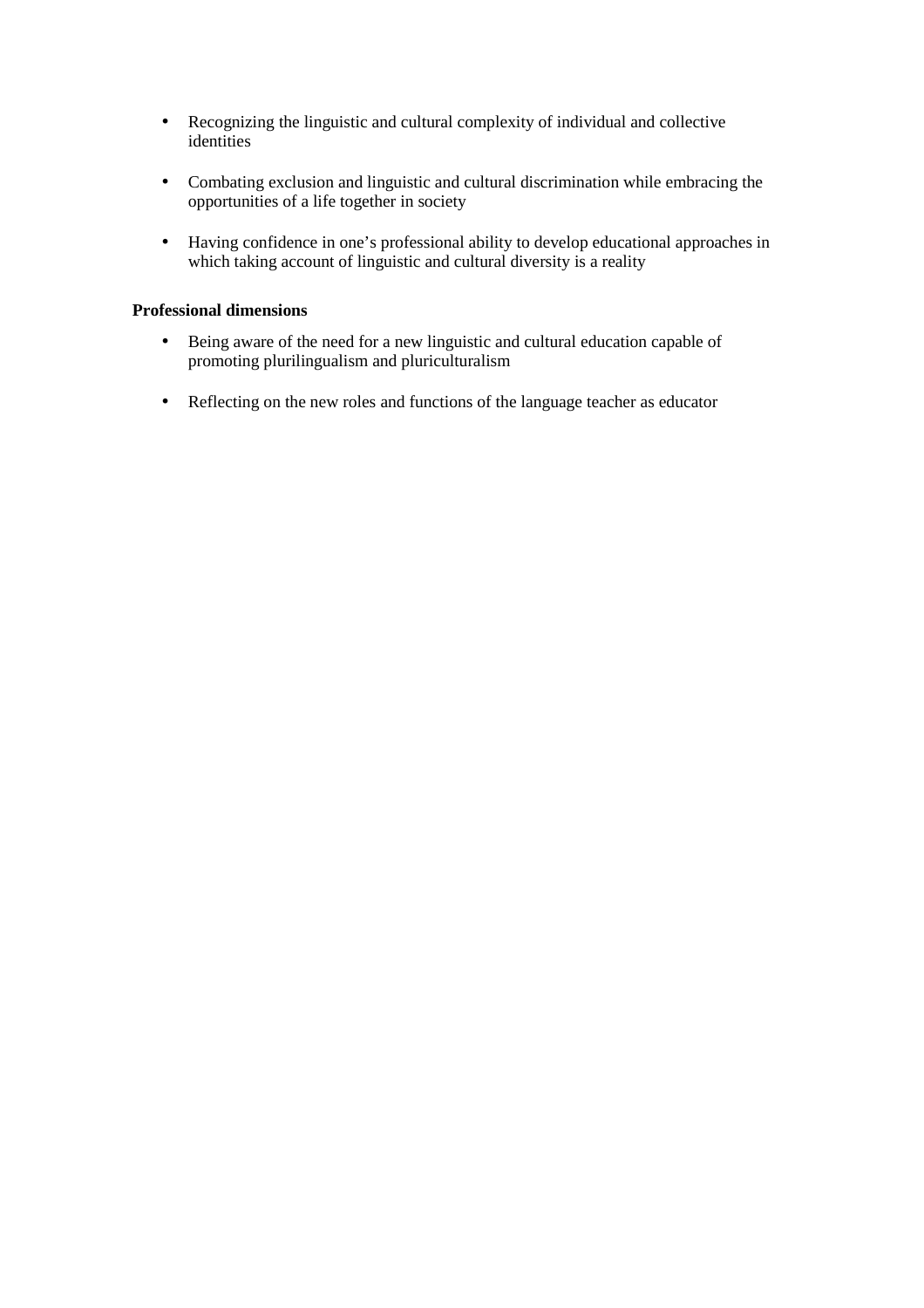- Recognizing the linguistic and cultural complexity of individual and collective identities

- Combating exclusion and linguistic and cultural discrimination while embracing the opportunities of a life together in society

- Having confidence in one's professional ability to develop educational approaches in which taking account of linguistic and cultural diversity is a reality

**Professional dimensions**

- Being aware of the need for a new linguistic and cultural education capable of promoting plurilingualism and pluriculturalism

- Reflecting on the new roles and functions of the language teacher as educator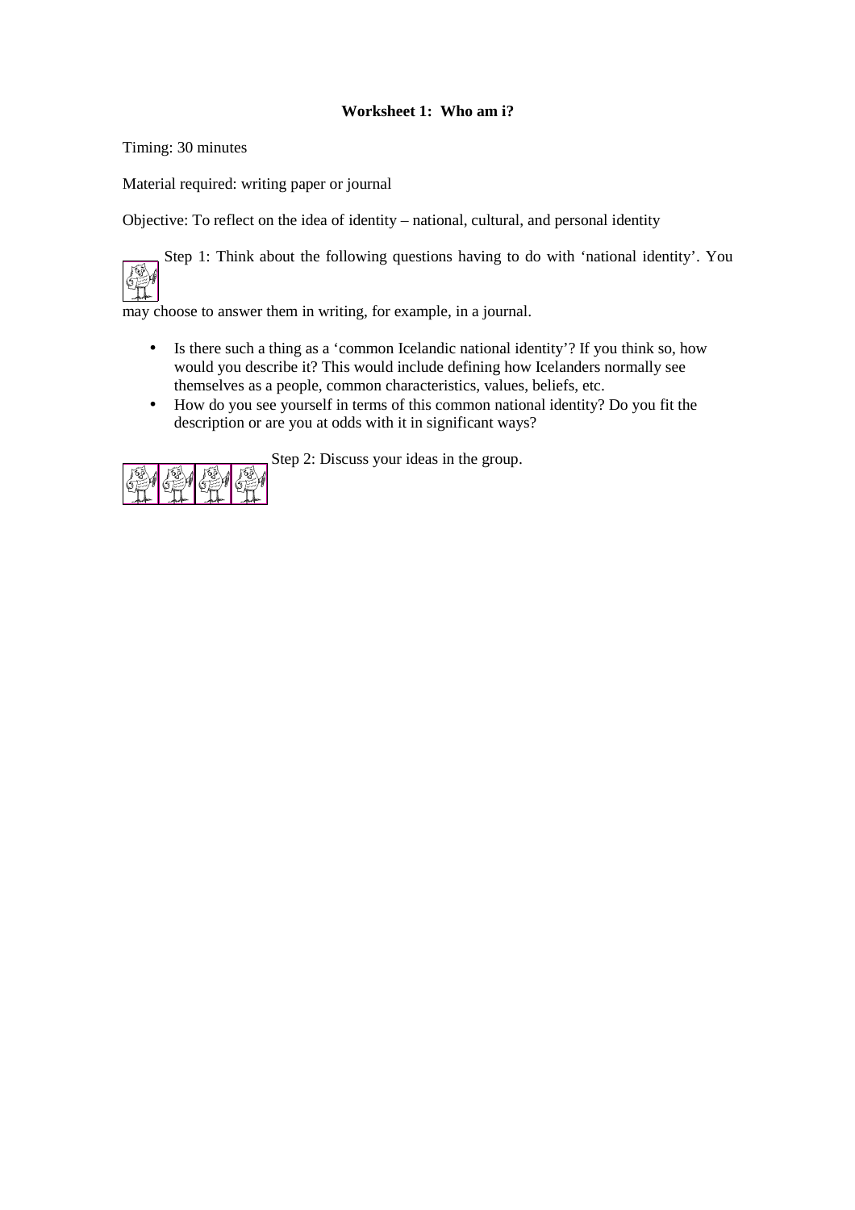**Worksheet 1: Who am i?**

Timing: 30 minutes

Material required: writing paper or journal

Objective: To reflect on the idea of identity – national, cultural, and personal identity

Step 1: Think about the following questions having to do with 'national identity'. You may choose to answer them in writing, for example, in a journal.

- Is there such a thing as a 'common Icelandic national identity'? If you think so, how would you describe it? This would include defining how Icelanders normally see themselves as a people, common characteristics, values, beliefs, etc.
- How do you see yourself in terms of this common national identity? Do you fit the description or are you at odds with it in significant ways?

Step 2: Discuss your ideas in the group.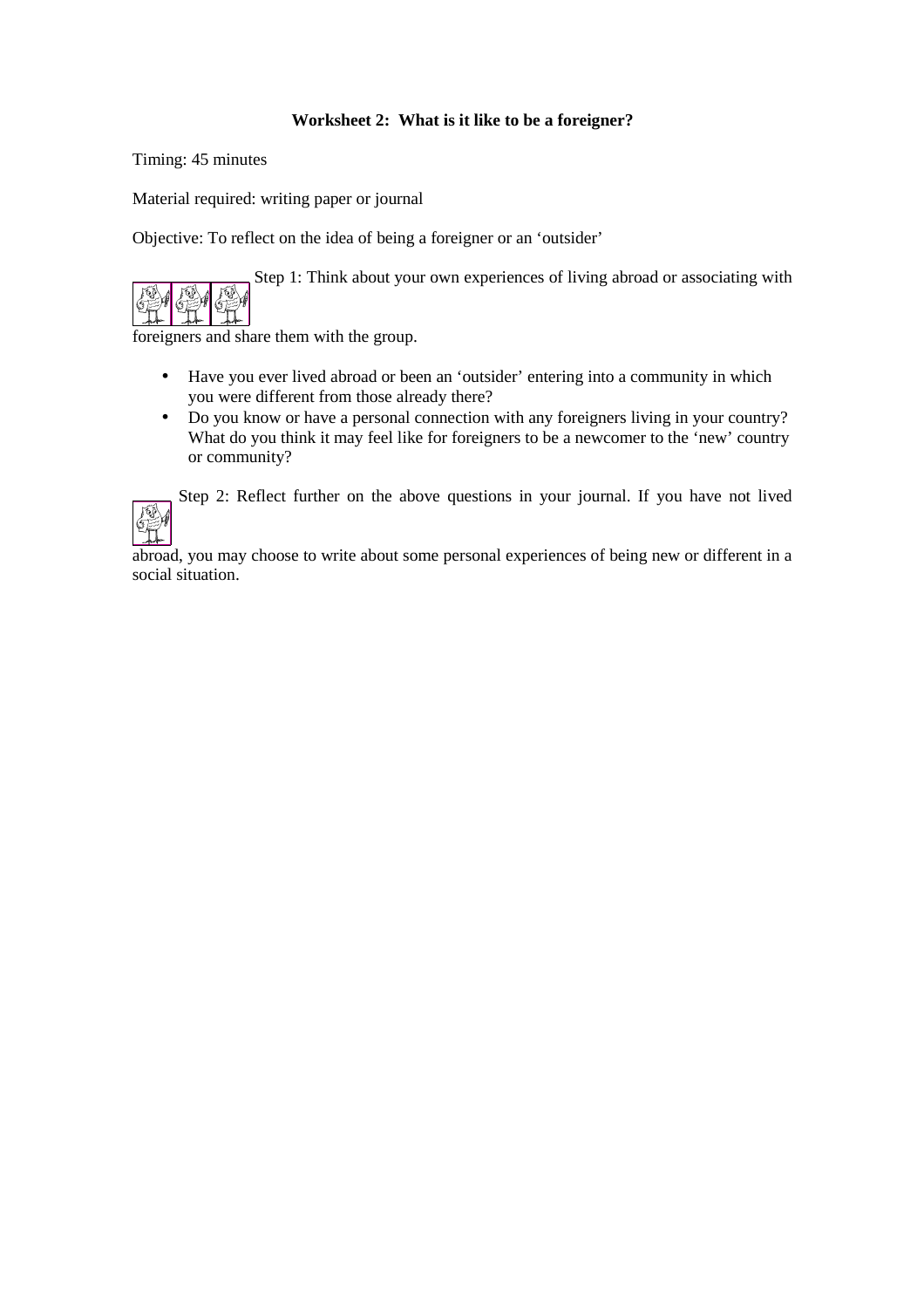**Worksheet 2: What is it like to be a foreigner?**

Timing: 45 minutes

Material required: writing paper or journal

Objective: To reflect on the idea of being a foreigner or an 'outsider'

Step 1: Think about your own experiences of living abroad or associating with foreigners and share them with the group.

- Have you ever lived abroad or been an 'outsider' entering into a community in which you were different from those already there?
- Do you know or have a personal connection with any foreigners living in your country? What do you think it may feel like for foreigners to be a newcomer to the 'new' country or community?

Step 2: Reflect further on the above questions in your journal. If you have not lived abroad, you may choose to write about some personal experiences of being new or different in a social situation.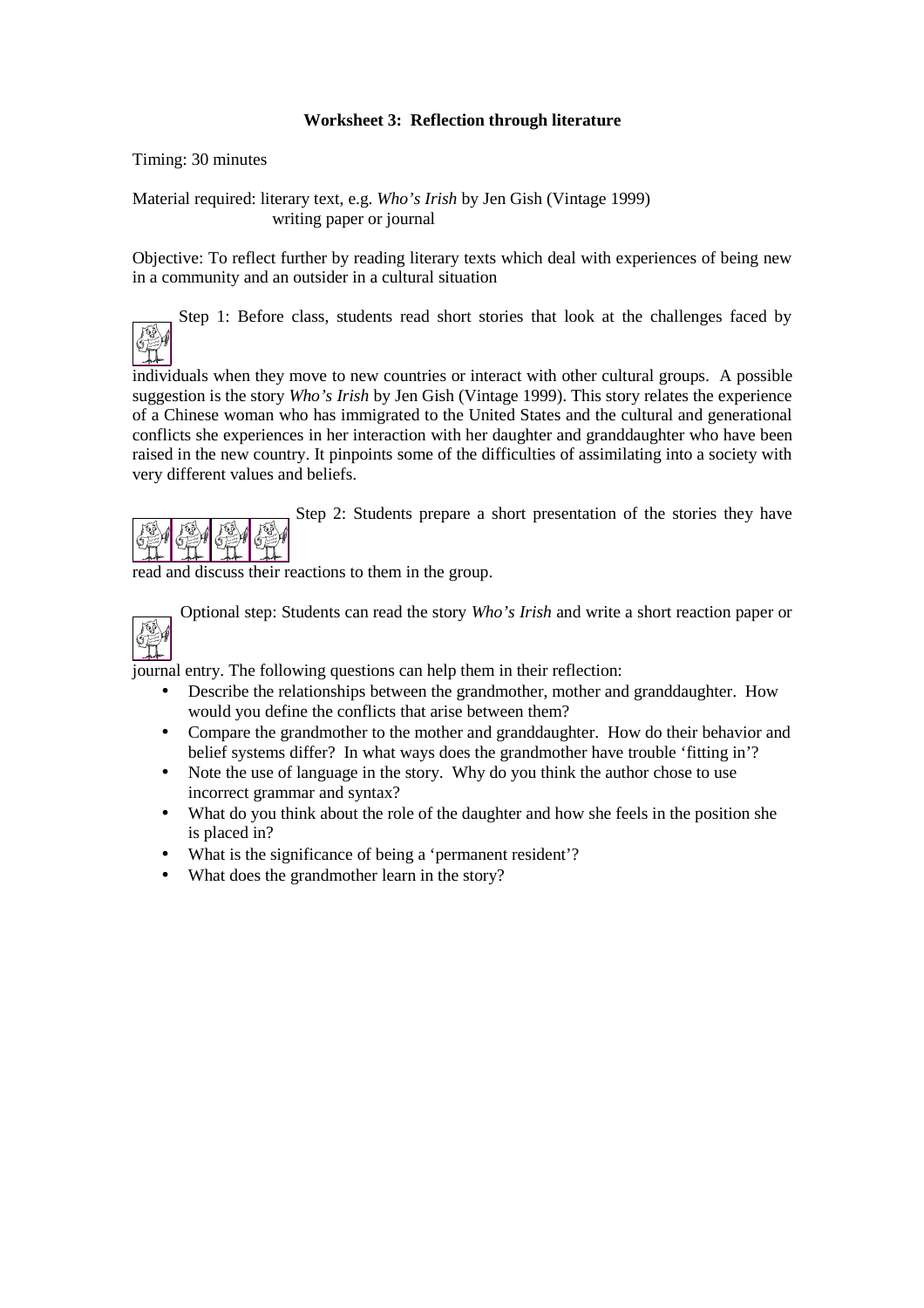**Worksheet 3: Reflection through literature**

Timing: 30 minutes

Material required: literary text, e.g. *Who's Irish* by Jen Gish (Vintage 1999)
writing paper or journal

Objective: To reflect further by reading literary texts which deal with experiences of being new in a community and an outsider in a cultural situation

Step 1: Before class, students read short stories that look at the challenges faced by individuals when they move to new countries or interact with other cultural groups. A possible suggestion is the story *Who's Irish* by Jen Gish (Vintage 1999). This story relates the experience of a Chinese woman who has immigrated to the United States and the cultural and generational conflicts she experiences in her interaction with her daughter and granddaughter who have been raised in the new country. It pinpoints some of the difficulties of assimilating into a society with very different values and beliefs.

Step 2: Students prepare a short presentation of the stories they have read and discuss their reactions to them in the group.

Optional step: Students can read the story *Who's Irish* and write a short reaction paper or journal entry. The following questions can help them in their reflection:

- Describe the relationships between the grandmother, mother and granddaughter. How would you define the conflicts that arise between them?
- Compare the grandmother to the mother and granddaughter. How do their behavior and belief systems differ? In what ways does the grandmother have trouble 'fitting in'?
- Note the use of language in the story. Why do you think the author chose to use incorrect grammar and syntax?
- What do you think about the role of the daughter and how she feels in the position she is placed in?
- What is the significance of being a 'permanent resident'?
- What does the grandmother learn in the story?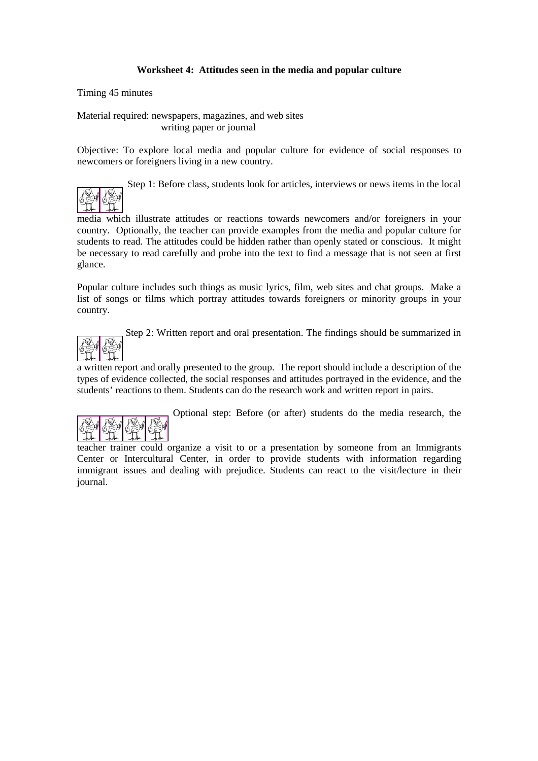**Worksheet 4: Attitudes seen in the media and popular culture**

Timing 45 minutes

Material required: newspapers, magazines, and web sites
writing paper or journal

Objective: To explore local media and popular culture for evidence of social responses to newcomers or foreigners living in a new country.

Step 1: Before class, students look for articles, interviews or news items in the local media which illustrate attitudes or reactions towards newcomers and/or foreigners in your country. Optionally, the teacher can provide examples from the media and popular culture for students to read. The attitudes could be hidden rather than openly stated or conscious. It might be necessary to read carefully and probe into the text to find a message that is not seen at first glance.

Popular culture includes such things as music lyrics, film, web sites and chat groups. Make a list of songs or films which portray attitudes towards foreigners or minority groups in your country.

Step 2: Written report and oral presentation. The findings should be summarized in a written report and orally presented to the group. The report should include a description of the types of evidence collected, the social responses and attitudes portrayed in the evidence, and the students' reactions to them. Students can do the research work and written report in pairs.

Optional step: Before (or after) students do the media research, the teacher trainer could organize a visit to or a presentation by someone from an Immigrants Center or Intercultural Center, in order to provide students with information regarding immigrant issues and dealing with prejudice. Students can react to the visit/lecture in their journal.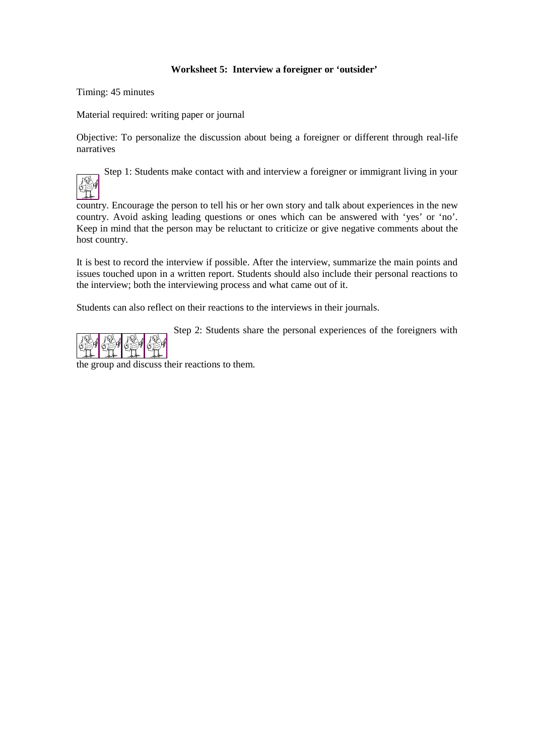**Worksheet 5: Interview a foreigner or 'outsider'**

Timing: 45 minutes

Material required: writing paper or journal

Objective: To personalize the discussion about being a foreigner or different through real-life narratives

Step 1: Students make contact with and interview a foreigner or immigrant living in your country. Encourage the person to tell his or her own story and talk about experiences in the new country. Avoid asking leading questions or ones which can be answered with 'yes' or 'no'. Keep in mind that the person may be reluctant to criticize or give negative comments about the host country.

It is best to record the interview if possible. After the interview, summarize the main points and issues touched upon in a written report. Students should also include their personal reactions to the interview; both the interviewing process and what came out of it.

Students can also reflect on their reactions to the interviews in their journals.

Step 2: Students share the personal experiences of the foreigners with the group and discuss their reactions to them.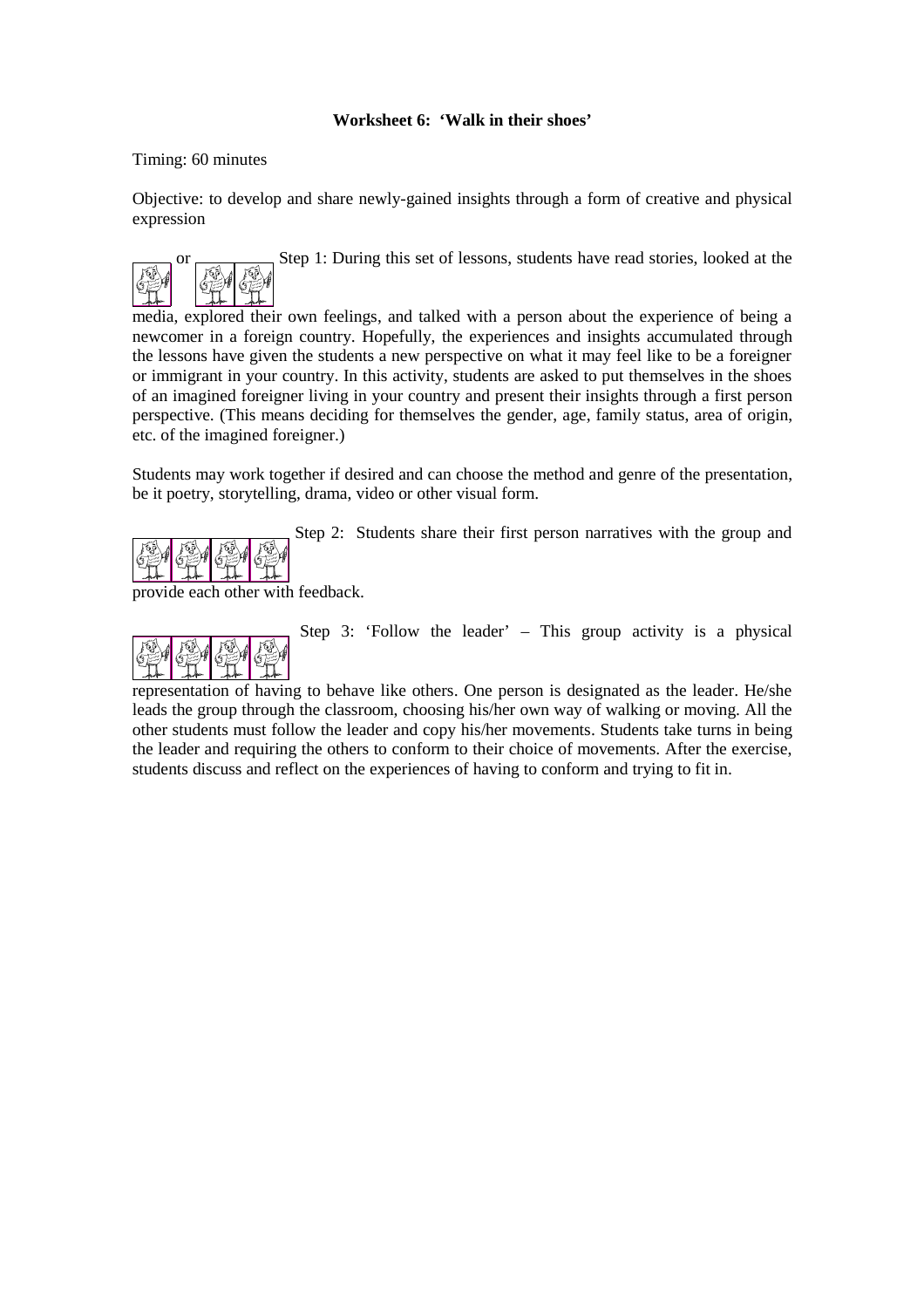**Worksheet 6: 'Walk in their shoes'**

Timing: 60 minutes

Objective: to develop and share newly-gained insights through a form of creative and physical expression

or Step 1: During this set of lessons, students have read stories, looked at the media, explored their own feelings, and talked with a person about the experience of being a newcomer in a foreign country. Hopefully, the experiences and insights accumulated through the lessons have given the students a new perspective on what it may feel like to be a foreigner or immigrant in your country. In this activity, students are asked to put themselves in the shoes of an imagined foreigner living in your country and present their insights through a first person perspective. (This means deciding for themselves the gender, age, family status, area of origin, etc. of the imagined foreigner.)

Students may work together if desired and can choose the method and genre of the presentation, be it poetry, storytelling, drama, video or other visual form.

Step 2: Students share their first person narratives with the group and provide each other with feedback.

Step 3: 'Follow the leader' – This group activity is a physical representation of having to behave like others. One person is designated as the leader. He/she leads the group through the classroom, choosing his/her own way of walking or moving. All the other students must follow the leader and copy his/her movements. Students take turns in being the leader and requiring the others to conform to their choice of movements. After the exercise, students discuss and reflect on the experiences of having to conform and trying to fit in.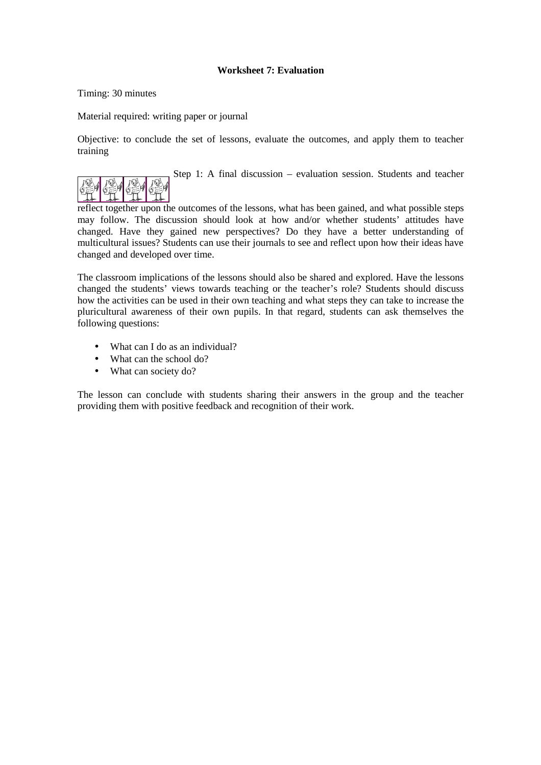**Worksheet 7: Evaluation**

Timing: 30 minutes

Material required: writing paper or journal

Objective: to conclude the set of lessons, evaluate the outcomes, and apply them to teacher training

Step 1: A final discussion – evaluation session. Students and teacher reflect together upon the outcomes of the lessons, what has been gained, and what possible steps may follow. The discussion should look at how and/or whether students' attitudes have changed. Have they gained new perspectives? Do they have a better understanding of multicultural issues? Students can use their journals to see and reflect upon how their ideas have changed and developed over time.

The classroom implications of the lessons should also be shared and explored. Have the lessons changed the students' views towards teaching or the teacher's role? Students should discuss how the activities can be used in their own teaching and what steps they can take to increase the pluricultural awareness of their own pupils. In that regard, students can ask themselves the following questions:

- What can I do as an individual?
- What can the school do?
- What can society do?

The lesson can conclude with students sharing their answers in the group and the teacher providing them with positive feedback and recognition of their work.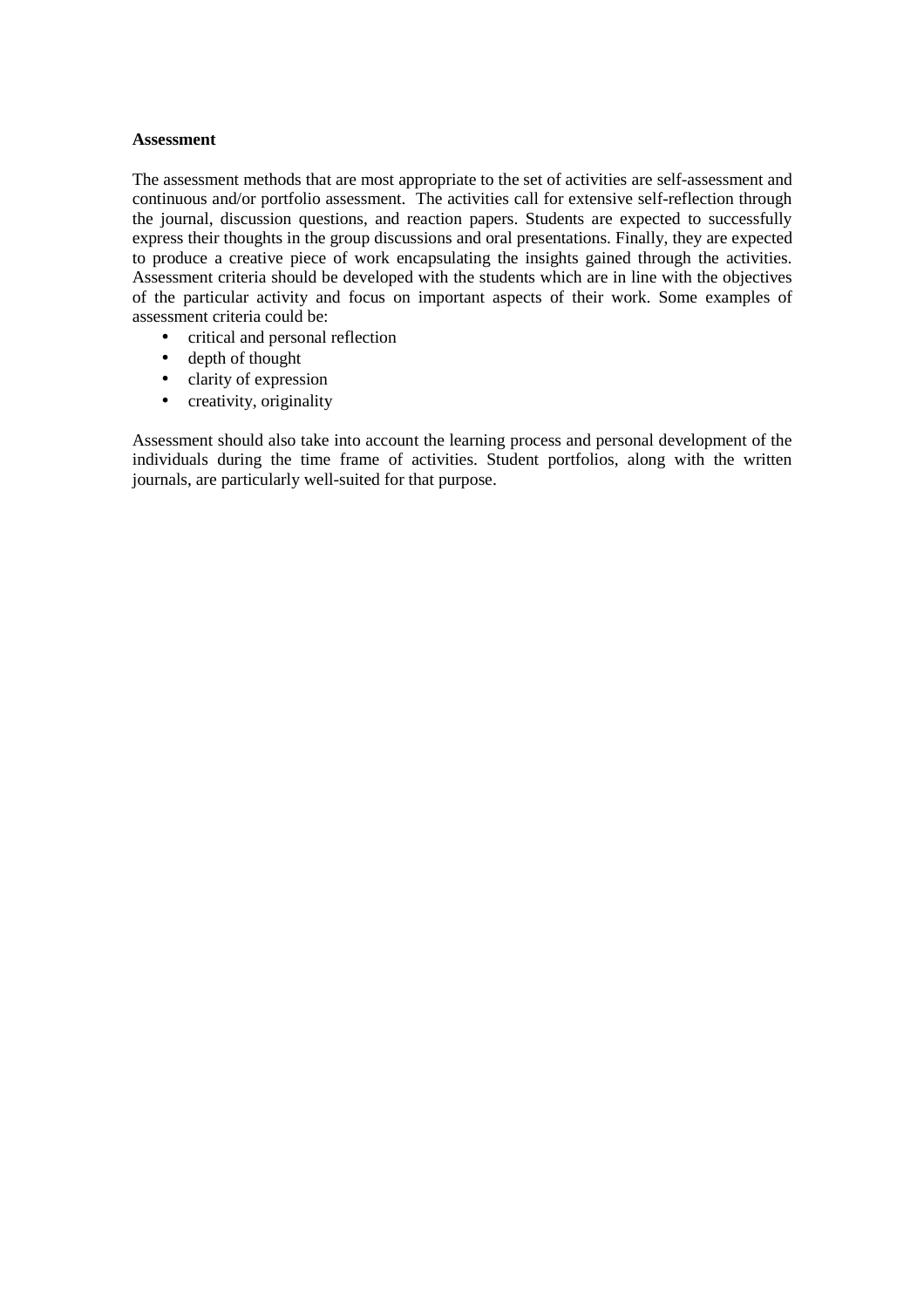**Assessment**

The assessment methods that are most appropriate to the set of activities are self-assessment and continuous and/or portfolio assessment. The activities call for extensive self-reflection through the journal, discussion questions, and reaction papers. Students are expected to successfully express their thoughts in the group discussions and oral presentations. Finally, they are expected to produce a creative piece of work encapsulating the insights gained through the activities. Assessment criteria should be developed with the students which are in line with the objectives of the particular activity and focus on important aspects of their work. Some examples of assessment criteria could be:

- critical and personal reflection
- depth of thought
- clarity of expression
- creativity, originality

Assessment should also take into account the learning process and personal development of the individuals during the time frame of activities. Student portfolios, along with the written journals, are particularly well-suited for that purpose.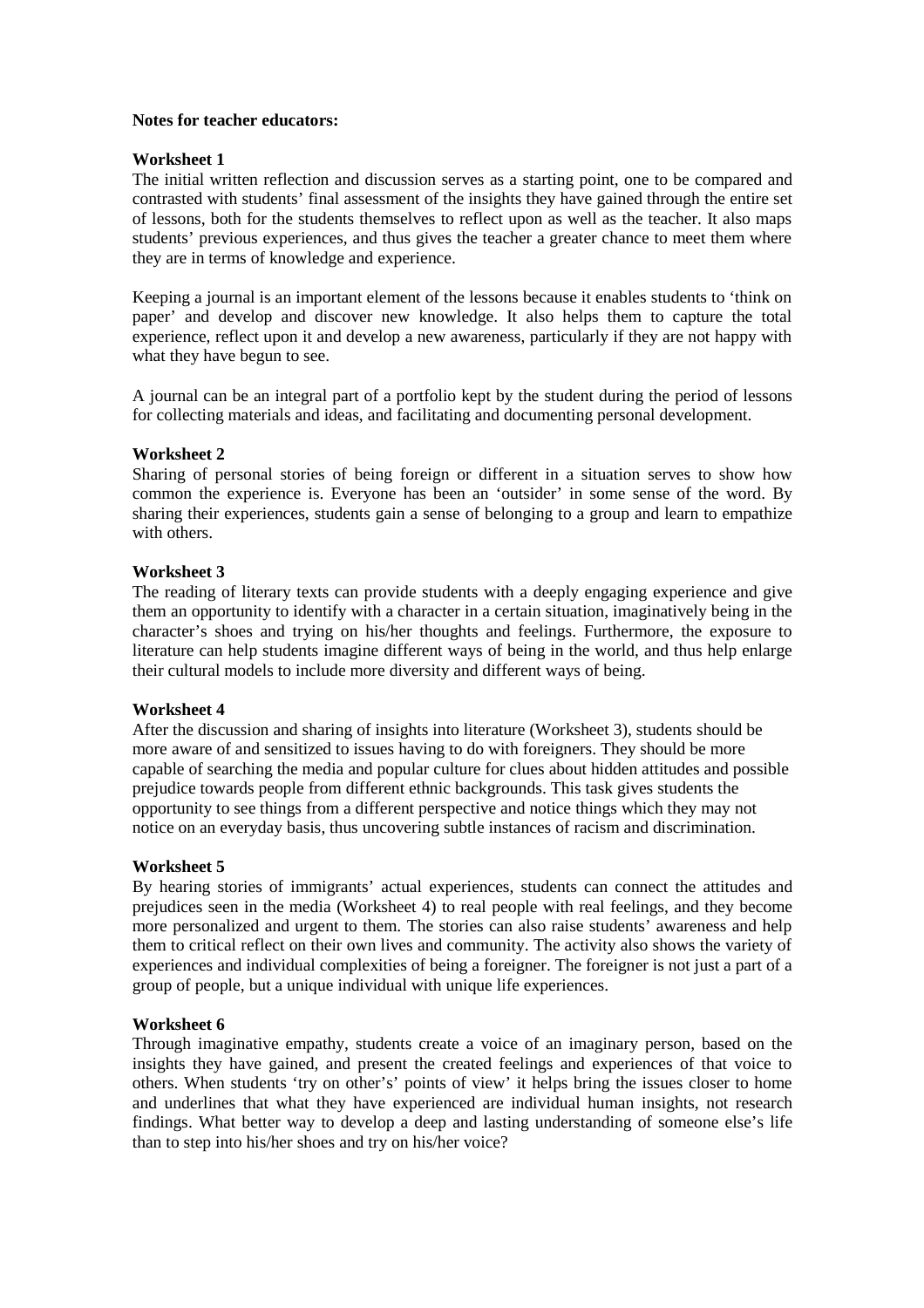**Notes for teacher educators:**

**Worksheet 1**

The initial written reflection and discussion serves as a starting point, one to be compared and contrasted with students' final assessment of the insights they have gained through the entire set of lessons, both for the students themselves to reflect upon as well as the teacher. It also maps students' previous experiences, and thus gives the teacher a greater chance to meet them where they are in terms of knowledge and experience.

Keeping a journal is an important element of the lessons because it enables students to 'think on paper' and develop and discover new knowledge. It also helps them to capture the total experience, reflect upon it and develop a new awareness, particularly if they are not happy with what they have begun to see.

A journal can be an integral part of a portfolio kept by the student during the period of lessons for collecting materials and ideas, and facilitating and documenting personal development.

**Worksheet 2**

Sharing of personal stories of being foreign or different in a situation serves to show how common the experience is. Everyone has been an 'outsider' in some sense of the word. By sharing their experiences, students gain a sense of belonging to a group and learn to empathize with others.

**Worksheet 3**

The reading of literary texts can provide students with a deeply engaging experience and give them an opportunity to identify with a character in a certain situation, imaginatively being in the character's shoes and trying on his/her thoughts and feelings. Furthermore, the exposure to literature can help students imagine different ways of being in the world, and thus help enlarge their cultural models to include more diversity and different ways of being.

**Worksheet 4**

After the discussion and sharing of insights into literature (Worksheet 3), students should be more aware of and sensitized to issues having to do with foreigners. They should be more capable of searching the media and popular culture for clues about hidden attitudes and possible prejudice towards people from different ethnic backgrounds. This task gives students the opportunity to see things from a different perspective and notice things which they may not notice on an everyday basis, thus uncovering subtle instances of racism and discrimination.

**Worksheet 5**

By hearing stories of immigrants' actual experiences, students can connect the attitudes and prejudices seen in the media (Worksheet 4) to real people with real feelings, and they become more personalized and urgent to them. The stories can also raise students' awareness and help them to critical reflect on their own lives and community. The activity also shows the variety of experiences and individual complexities of being a foreigner. The foreigner is not just a part of a group of people, but a unique individual with unique life experiences.

**Worksheet 6**

Through imaginative empathy, students create a voice of an imaginary person, based on the insights they have gained, and present the created feelings and experiences of that voice to others. When students 'try on other's' points of view' it helps bring the issues closer to home and underlines that what they have experienced are individual human insights, not research findings. What better way to develop a deep and lasting understanding of someone else's life than to step into his/her shoes and try on his/her voice?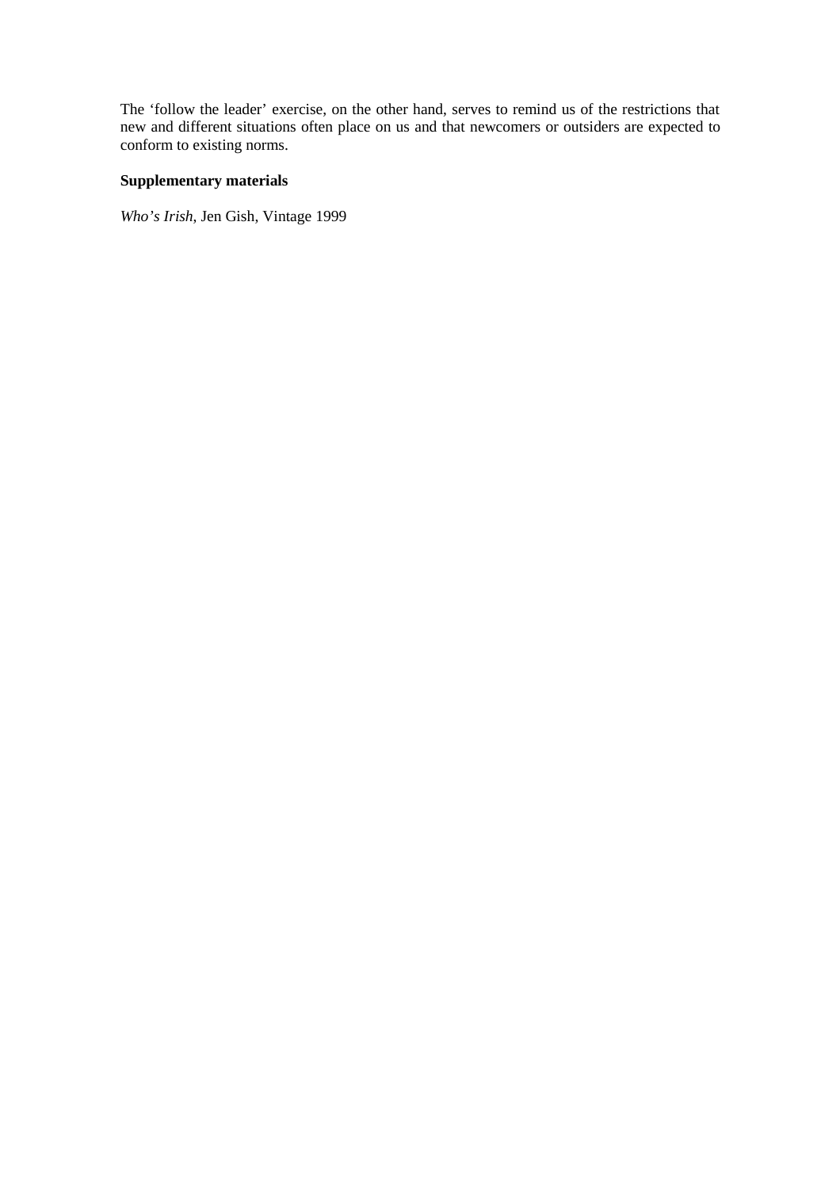The 'follow the leader' exercise, on the other hand, serves to remind us of the restrictions that new and different situations often place on us and that newcomers or outsiders are expected to conform to existing norms.

**Supplementary materials**

*Who's Irish*, Jen Gish, Vintage 1999